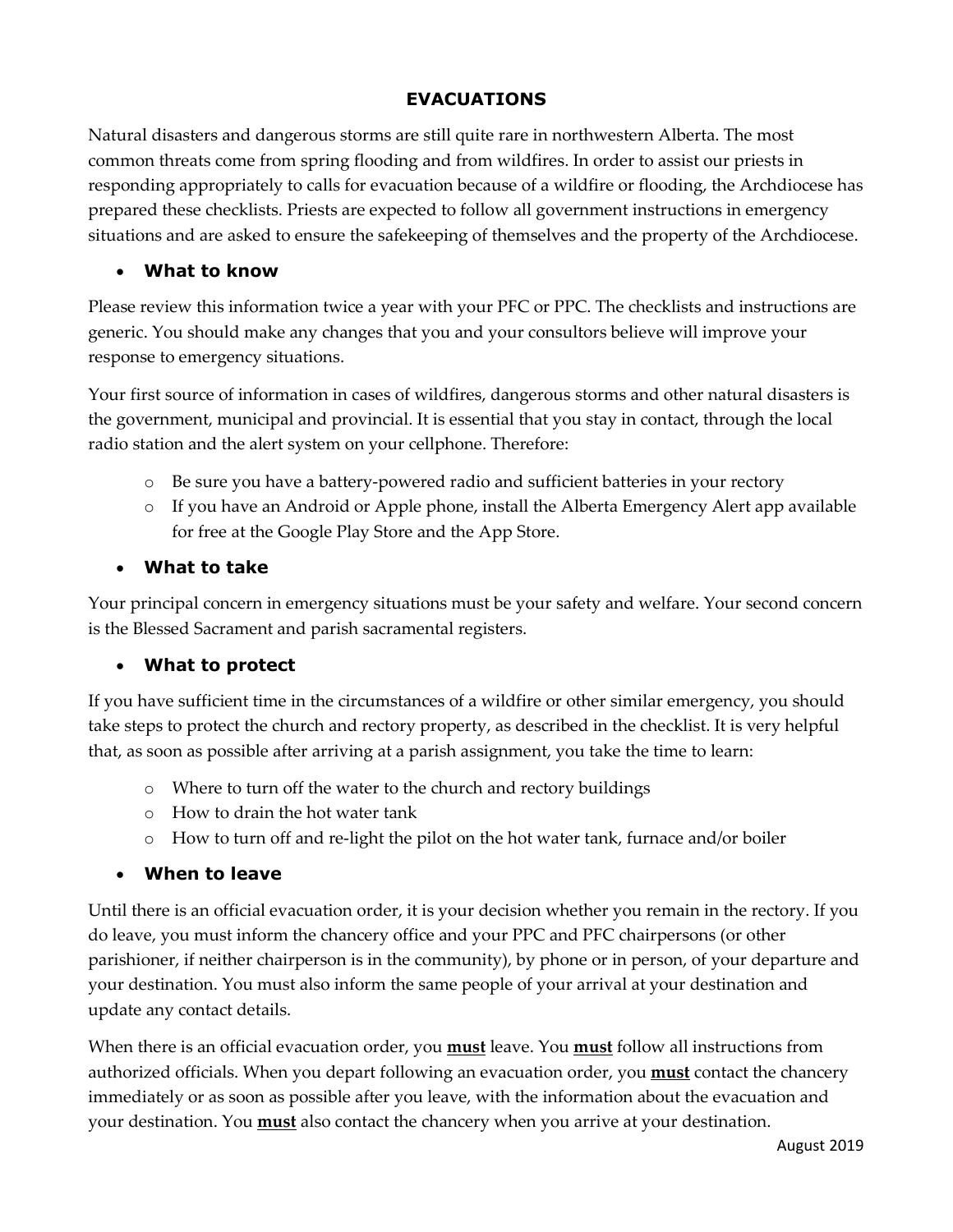# EVACUATIONS

Natural disasters and dangerous storms are still quite rare in northwestern Alberta. The most common threats come from spring flooding and from wildfires. In order to assist our priests in responding appropriately to calls for evacuation because of a wildfire or flooding, the Archdiocese has prepared these checklists. Priests are expected to follow all government instructions in emergency situations and are asked to ensure the safekeeping of themselves and the property of the Archdiocese.

- **What to know**

Please review this information twice a year with your PFC or PPC. The checklists and instructions are generic. You should make any changes that you and your consultors believe will improve your response to emergency situations.

Your first source of information in cases of wildfires, dangerous storms and other natural disasters is the government, municipal and provincial. It is essential that you stay in contact, through the local radio station and the alert system on your cellphone. Therefore:

- Be sure you have a battery-powered radio and sufficient batteries in your rectory
- If you have an Android or Apple phone, install the Alberta Emergency Alert app available for free at the Google Play Store and the App Store.

- **What to take**

Your principal concern in emergency situations must be your safety and welfare. Your second concern is the Blessed Sacrament and parish sacramental registers.

- **What to protect**

If you have sufficient time in the circumstances of a wildfire or other similar emergency, you should take steps to protect the church and rectory property, as described in the checklist. It is very helpful that, as soon as possible after arriving at a parish assignment, you take the time to learn:

- Where to turn off the water to the church and rectory buildings
- How to drain the hot water tank
- How to turn off and re-light the pilot on the hot water tank, furnace and/or boiler

- **When to leave**

Until there is an official evacuation order, it is your decision whether you remain in the rectory. If you do leave, you must inform the chancery office and your PPC and PFC chairpersons (or other parishioner, if neither chairperson is in the community), by phone or in person, of your departure and your destination. You must also inform the same people of your arrival at your destination and update any contact details.

When there is an official evacuation order, you **must** leave. You **must** follow all instructions from authorized officials. When you depart following an evacuation order, you **must** contact the chancery immediately or as soon as possible after you leave, with the information about the evacuation and your destination. You **must** also contact the chancery when you arrive at your destination.

August 2019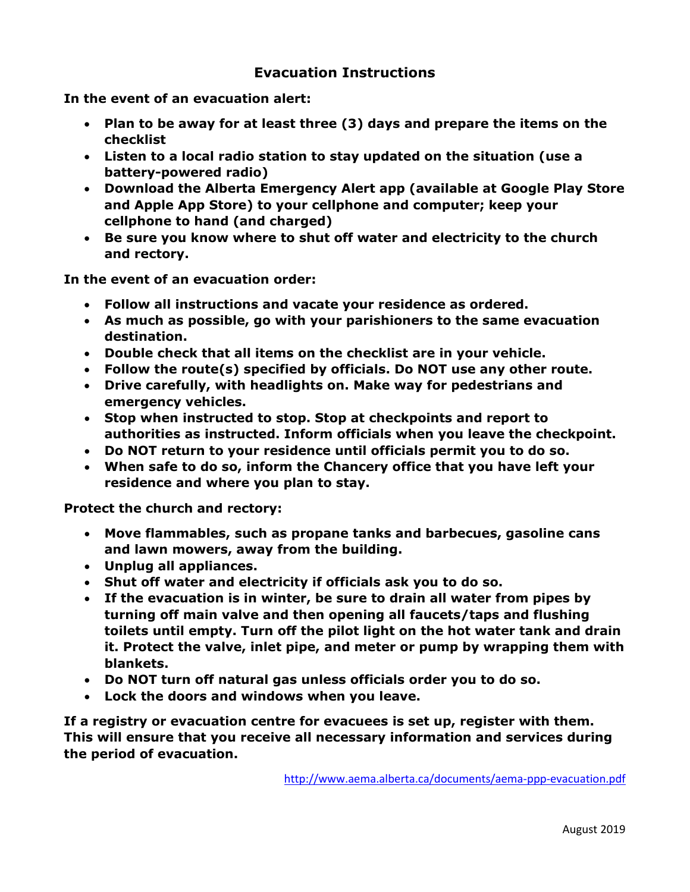## Evacuation Instructions

**In the event of an evacuation alert:**

- **Plan to be away for at least three (3) days and prepare the items on the checklist**
- **Listen to a local radio station to stay updated on the situation (use a battery-powered radio)**
- **Download the Alberta Emergency Alert app (available at Google Play Store and Apple App Store) to your cellphone and computer; keep your cellphone to hand (and charged)**
- **Be sure you know where to shut off water and electricity to the church and rectory.**

**In the event of an evacuation order:**

- **Follow all instructions and vacate your residence as ordered.**
- **As much as possible, go with your parishioners to the same evacuation destination.**
- **Double check that all items on the checklist are in your vehicle.**
- **Follow the route(s) specified by officials. Do NOT use any other route.**
- **Drive carefully, with headlights on. Make way for pedestrians and emergency vehicles.**
- **Stop when instructed to stop. Stop at checkpoints and report to authorities as instructed. Inform officials when you leave the checkpoint.**
- **Do NOT return to your residence until officials permit you to do so.**
- **When safe to do so, inform the Chancery office that you have left your residence and where you plan to stay.**

**Protect the church and rectory:**

- **Move flammables, such as propane tanks and barbecues, gasoline cans and lawn mowers, away from the building.**
- **Unplug all appliances.**
- **Shut off water and electricity if officials ask you to do so.**
- **If the evacuation is in winter, be sure to drain all water from pipes by turning off main valve and then opening all faucets/taps and flushing toilets until empty. Turn off the pilot light on the hot water tank and drain it. Protect the valve, inlet pipe, and meter or pump by wrapping them with blankets.**
- **Do NOT turn off natural gas unless officials order you to do so.**
- **Lock the doors and windows when you leave.**

**If a registry or evacuation centre for evacuees is set up, register with them. This will ensure that you receive all necessary information and services during the period of evacuation.**

http://www.aema.alberta.ca/documents/aema-ppp-evacuation.pdf

August 2019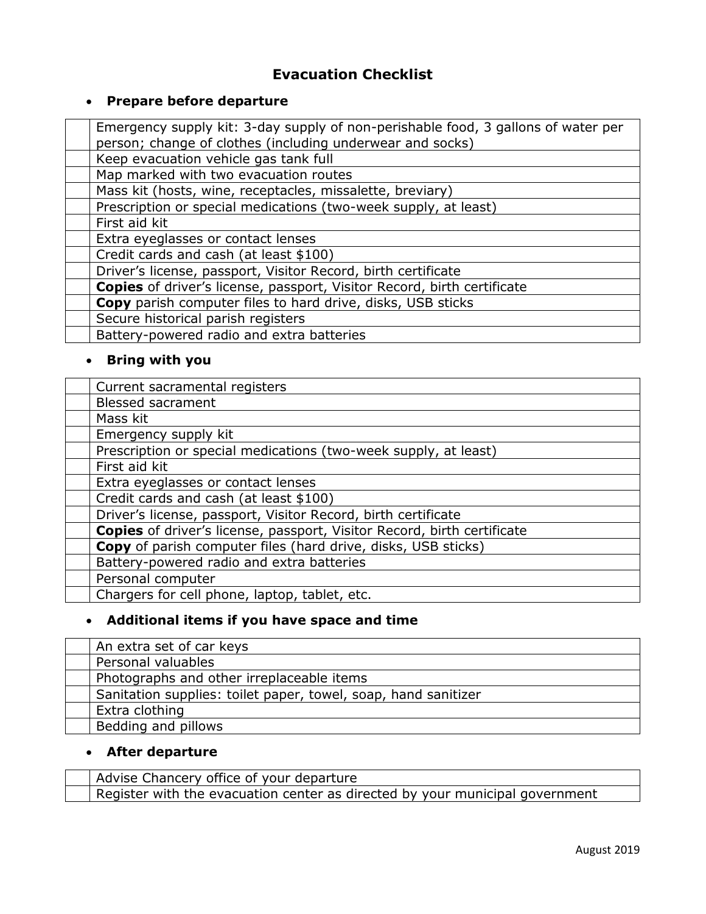# Evacuation Checklist

- **Prepare before departure**

| | |
|---|---|
| | Emergency supply kit: 3-day supply of non-perishable food, 3 gallons of water per person; change of clothes (including underwear and socks) |
| | Keep evacuation vehicle gas tank full |
| | Map marked with two evacuation routes |
| | Mass kit (hosts, wine, receptacles, missalette, breviary) |
| | Prescription or special medications (two-week supply, at least) |
| | First aid kit |
| | Extra eyeglasses or contact lenses |
| | Credit cards and cash (at least $100) |
| | Driver's license, passport, Visitor Record, birth certificate |
| | **Copies** of driver's license, passport, Visitor Record, birth certificate |
| | **Copy** parish computer files to hard drive, disks, USB sticks |
| | Secure historical parish registers |
| | Battery-powered radio and extra batteries |

- **Bring with you**

| | |
|---|---|
| | Current sacramental registers |
| | Blessed sacrament |
| | Mass kit |
| | Emergency supply kit |
| | Prescription or special medications (two-week supply, at least) |
| | First aid kit |
| | Extra eyeglasses or contact lenses |
| | Credit cards and cash (at least $100) |
| | Driver's license, passport, Visitor Record, birth certificate |
| | **Copies** of driver's license, passport, Visitor Record, birth certificate |
| | **Copy** of parish computer files (hard drive, disks, USB sticks) |
| | Battery-powered radio and extra batteries |
| | Personal computer |
| | Chargers for cell phone, laptop, tablet, etc. |

- **Additional items if you have space and time**

| | |
|---|---|
| | An extra set of car keys |
| | Personal valuables |
| | Photographs and other irreplaceable items |
| | Sanitation supplies: toilet paper, towel, soap, hand sanitizer |
| | Extra clothing |
| | Bedding and pillows |

- **After departure**

| | |
|---|---|
| | Advise Chancery office of your departure |
| | Register with the evacuation center as directed by your municipal government |

August 2019